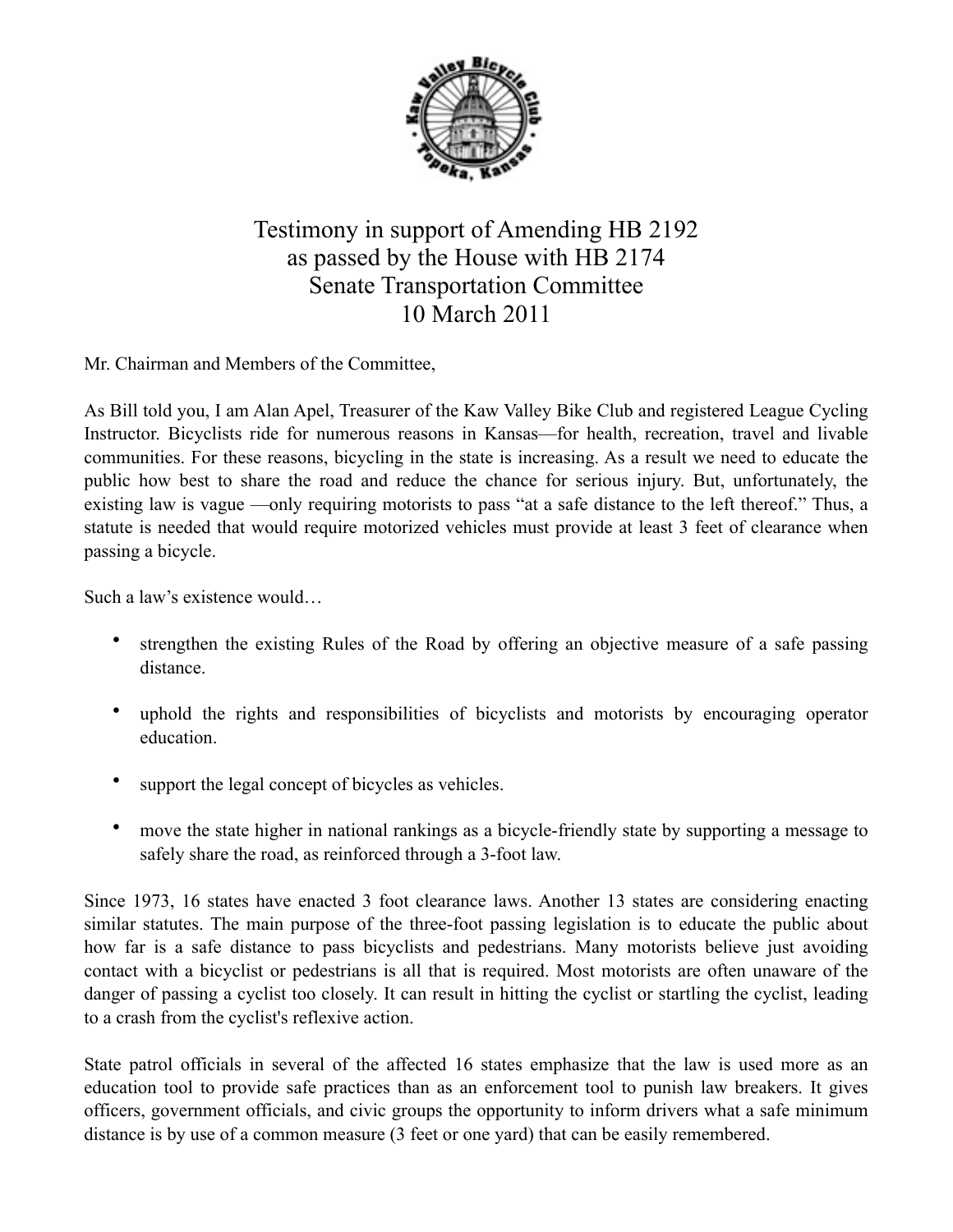# Testimony in support of Amending HB 2192 as passed by the House with HB 2174 Senate Transportation Committee 10 March 2011

Mr. Chairman and Members of the Committee,

As Bill told you, I am Alan Apel, Treasurer of the Kaw Valley Bike Club and registered League Cycling Instructor. Bicyclists ride for numerous reasons in Kansas—for health, recreation, travel and livable communities. For these reasons, bicycling in the state is increasing. As a result we need to educate the public how best to share the road and reduce the chance for serious injury. But, unfortunately, the existing law is vague —only requiring motorists to pass "at a safe distance to the left thereof." Thus, a statute is needed that would require motorized vehicles must provide at least 3 feet of clearance when passing a bicycle.

Such a law's existence would…

- strengthen the existing Rules of the Road by offering an objective measure of a safe passing distance.
- uphold the rights and responsibilities of bicyclists and motorists by encouraging operator education.
- support the legal concept of bicycles as vehicles.
- move the state higher in national rankings as a bicycle-friendly state by supporting a message to safely share the road, as reinforced through a 3-foot law.

Since 1973, 16 states have enacted 3 foot clearance laws. Another 13 states are considering enacting similar statutes. The main purpose of the three-foot passing legislation is to educate the public about how far is a safe distance to pass bicyclists and pedestrians. Many motorists believe just avoiding contact with a bicyclist or pedestrians is all that is required. Most motorists are often unaware of the danger of passing a cyclist too closely. It can result in hitting the cyclist or startling the cyclist, leading to a crash from the cyclist's reflexive action.

State patrol officials in several of the affected 16 states emphasize that the law is used more as an education tool to provide safe practices than as an enforcement tool to punish law breakers. It gives officers, government officials, and civic groups the opportunity to inform drivers what a safe minimum distance is by use of a common measure (3 feet or one yard) that can be easily remembered.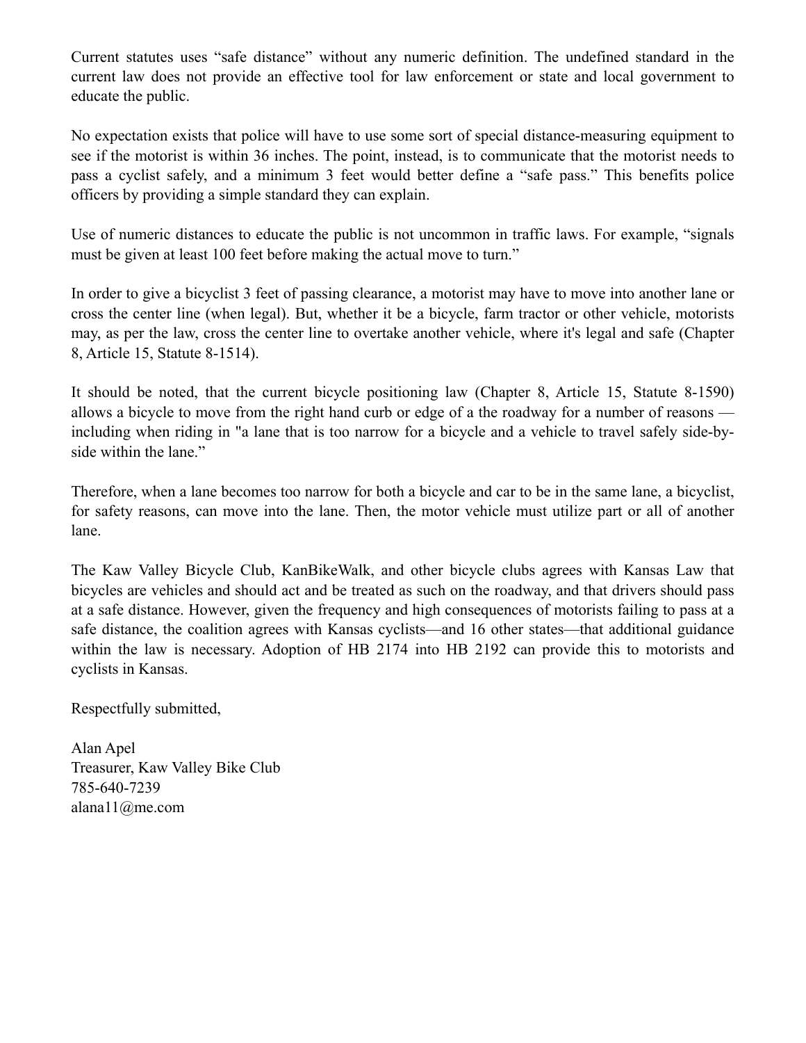Current statutes uses “safe distance” without any numeric definition. The undefined standard in the current law does not provide an effective tool for law enforcement or state and local government to educate the public.

No expectation exists that police will have to use some sort of special distance-measuring equipment to see if the motorist is within 36 inches. The point, instead, is to communicate that the motorist needs to pass a cyclist safely, and a minimum 3 feet would better define a “safe pass.” This benefits police officers by providing a simple standard they can explain.

Use of numeric distances to educate the public is not uncommon in traffic laws. For example, “signals must be given at least 100 feet before making the actual move to turn.”

In order to give a bicyclist 3 feet of passing clearance, a motorist may have to move into another lane or cross the center line (when legal). But, whether it be a bicycle, farm tractor or other vehicle, motorists may, as per the law, cross the center line to overtake another vehicle, where it's legal and safe (Chapter 8, Article 15, Statute 8-1514).

It should be noted, that the current bicycle positioning law (Chapter 8, Article 15, Statute 8-1590) allows a bicycle to move from the right hand curb or edge of a the roadway for a number of reasons — including when riding in "a lane that is too narrow for a bicycle and a vehicle to travel safely side-by-side within the lane.”

Therefore, when a lane becomes too narrow for both a bicycle and car to be in the same lane, a bicyclist, for safety reasons, can move into the lane. Then, the motor vehicle must utilize part or all of another lane.

The Kaw Valley Bicycle Club, KanBikeWalk, and other bicycle clubs agrees with Kansas Law that bicycles are vehicles and should act and be treated as such on the roadway, and that drivers should pass at a safe distance. However, given the frequency and high consequences of motorists failing to pass at a safe distance, the coalition agrees with Kansas cyclists—and 16 other states—that additional guidance within the law is necessary. Adoption of HB 2174 into HB 2192 can provide this to motorists and cyclists in Kansas.

Respectfully submitted,

Alan Apel
Treasurer, Kaw Valley Bike Club
785-640-7239
alana11@me.com